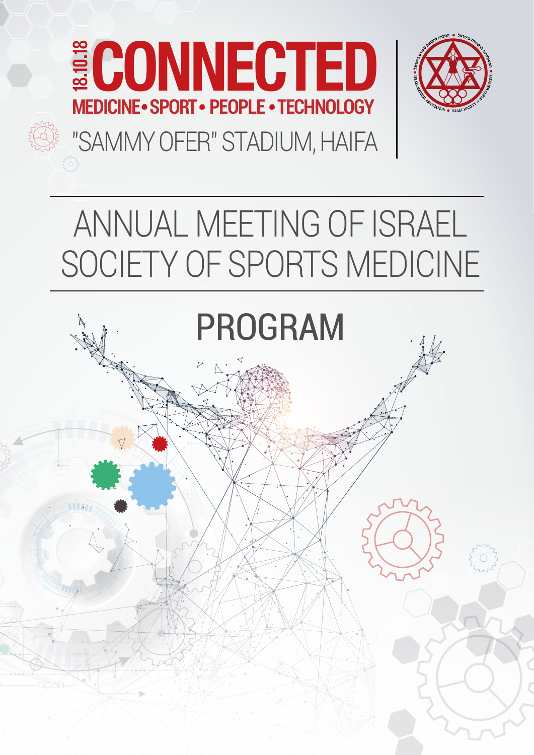18.10.18

# CONNECTED

MEDICINE • SPORT • PEOPLE • TECHNOLOGY

"SAMMY OFER" STADIUM, HAIFA

# ANNUAL MEETING OF ISRAEL SOCIETY OF SPORTS MEDICINE

## PROGRAM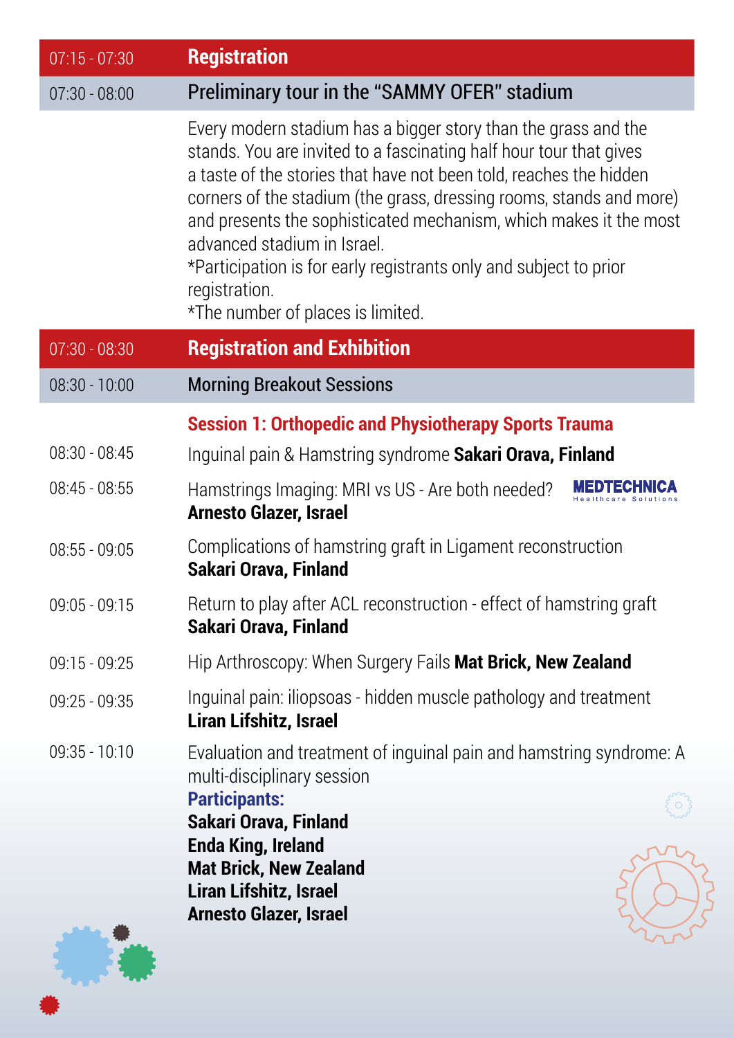| | |
|---|---|
| 07:15 - 07:30 | **Registration** |
| 07:30 - 08:00 | Preliminary tour in the "SAMMY OFER" stadium |

Every modern stadium has a bigger story than the grass and the stands. You are invited to a fascinating half hour tour that gives a taste of the stories that have not been told, reaches the hidden corners of the stadium (the grass, dressing rooms, stands and more) and presents the sophisticated mechanism, which makes it the most advanced stadium in Israel.
*Participation is for early registrants only and subject to prior registration.
*The number of places is limited.

| | |
|---|---|
| 07:30 - 08:30 | **Registration and Exhibition** |
| 08:30 - 10:00 | Morning Breakout Sessions |

**Session 1: Orthopedic and Physiotherapy Sports Trauma**

| | |
|---|---|
| 08:30 - 08:45 | Inguinal pain & Hamstring syndrome **Sakari Orava, Finland** |
| 08:45 - 08:55 | Hamstrings Imaging: MRI vs US - Are both needed? **Arnesto Glazer, Israel** (MEDTECHNICA Healthcare Solutions) |
| 08:55 - 09:05 | Complications of hamstring graft in Ligament reconstruction **Sakari Orava, Finland** |
| 09:05 - 09:15 | Return to play after ACL reconstruction - effect of hamstring graft **Sakari Orava, Finland** |
| 09:15 - 09:25 | Hip Arthroscopy: When Surgery Fails **Mat Brick, New Zealand** |
| 09:25 - 09:35 | Inguinal pain: iliopsoas - hidden muscle pathology and treatment **Liran Lifshitz, Israel** |
| 09:35 - 10:10 | Evaluation and treatment of inguinal pain and hamstring syndrome: A multi-disciplinary session |

**Participants:**
**Sakari Orava, Finland**
**Enda King, Ireland**
**Mat Brick, New Zealand**
**Liran Lifshitz, Israel**
**Arnesto Glazer, Israel**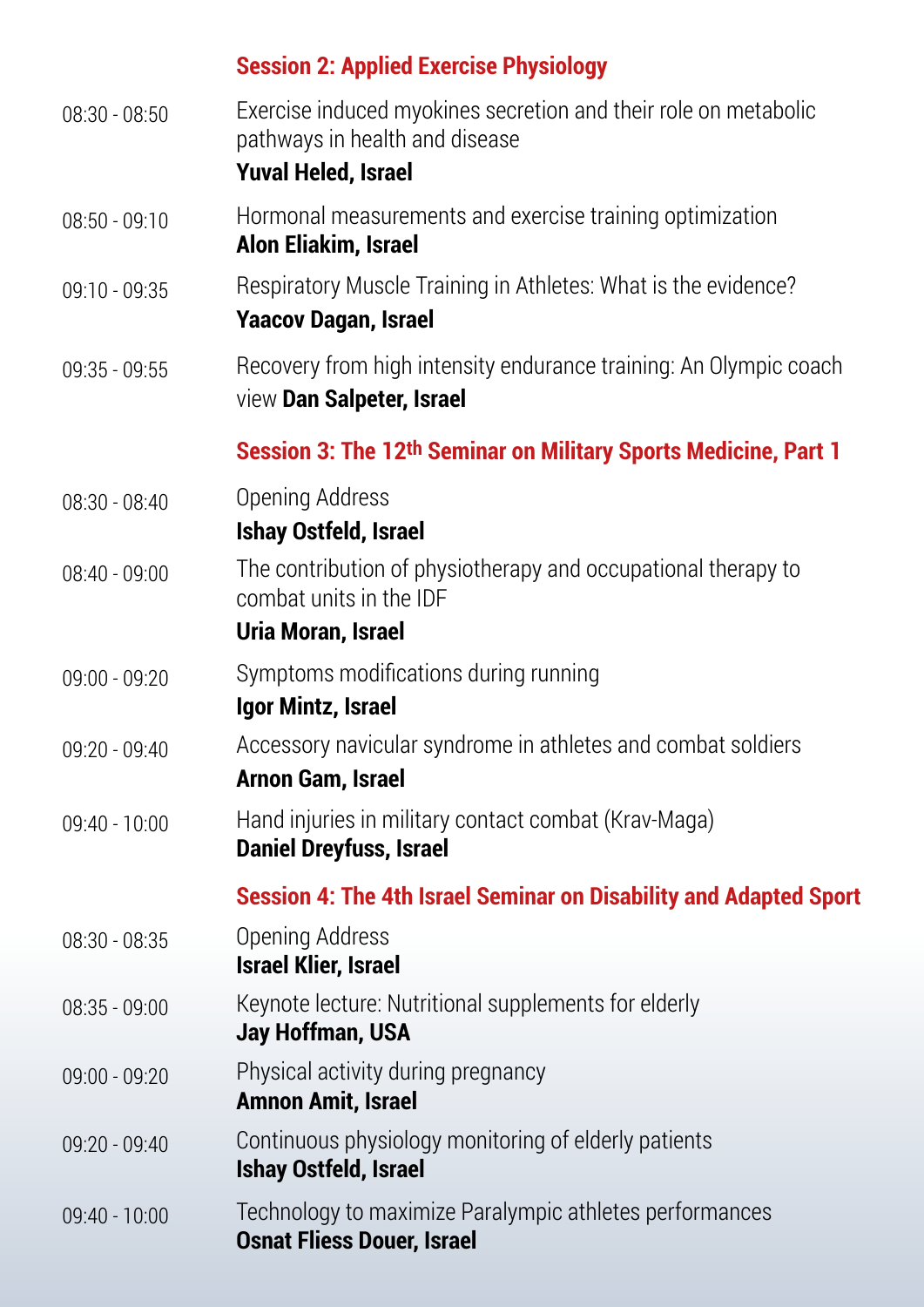## Session 2: Applied Exercise Physiology

08:30 - 08:50 Exercise induced myokines secretion and their role on metabolic pathways in health and disease
**Yuval Heled, Israel**

08:50 - 09:10 Hormonal measurements and exercise training optimization
**Alon Eliakim, Israel**

09:10 - 09:35 Respiratory Muscle Training in Athletes: What is the evidence?
**Yaacov Dagan, Israel**

09:35 - 09:55 Recovery from high intensity endurance training: An Olympic coach view **Dan Salpeter, Israel**

## Session 3: The 12th Seminar on Military Sports Medicine, Part 1

08:30 - 08:40 Opening Address
**Ishay Ostfeld, Israel**

08:40 - 09:00 The contribution of physiotherapy and occupational therapy to combat units in the IDF
**Uria Moran, Israel**

09:00 - 09:20 Symptoms modifications during running
**Igor Mintz, Israel**

09:20 - 09:40 Accessory navicular syndrome in athletes and combat soldiers
**Arnon Gam, Israel**

09:40 - 10:00 Hand injuries in military contact combat (Krav-Maga)
**Daniel Dreyfuss, Israel**

## Session 4: The 4th Israel Seminar on Disability and Adapted Sport

08:30 - 08:35 Opening Address
**Israel Klier, Israel**

08:35 - 09:00 Keynote lecture: Nutritional supplements for elderly
**Jay Hoffman, USA**

09:00 - 09:20 Physical activity during pregnancy
**Amnon Amit, Israel**

09:20 - 09:40 Continuous physiology monitoring of elderly patients
**Ishay Ostfeld, Israel**

09:40 - 10:00 Technology to maximize Paralympic athletes performances
**Osnat Fliess Douer, Israel**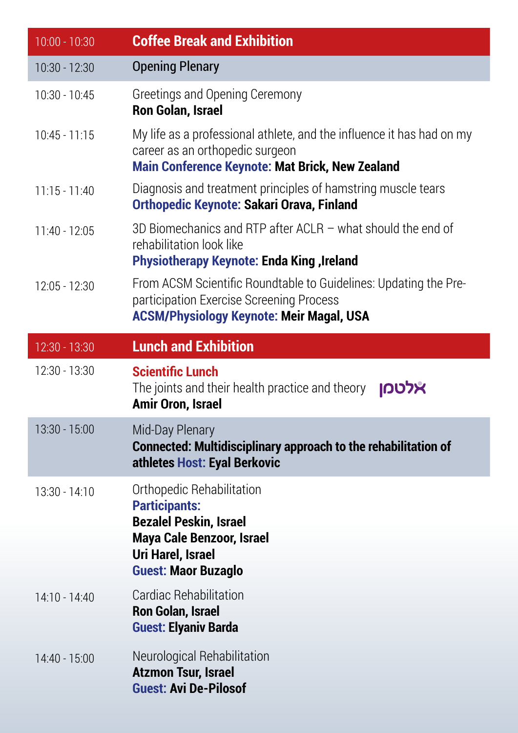| Time | Session |
|---|---|
| 10:00 - 10:30 | **Coffee Break and Exhibition** |
| 10:30 - 12:30 | Opening Plenary |
| 10:30 - 10:45 | Greetings and Opening Ceremony<br>**Ron Golan, Israel** |
| 10:45 - 11:15 | My life as a professional athlete, and the influence it has had on my career as an orthopedic surgeon<br>**Main Conference Keynote: Mat Brick, New Zealand** |
| 11:15 - 11:40 | Diagnosis and treatment principles of hamstring muscle tears<br>**Orthopedic Keynote: Sakari Orava, Finland** |
| 11:40 - 12:05 | 3D Biomechanics and RTP after ACLR – what should the end of rehabilitation look like<br>**Physiotherapy Keynote: Enda King ,Ireland** |
| 12:05 - 12:30 | From ACSM Scientific Roundtable to Guidelines: Updating the Pre-participation Exercise Screening Process<br>**ACSM/Physiology Keynote: Meir Magal, USA** |
| 12:30 - 13:30 | **Lunch and Exhibition** |
| 12:30 - 13:30 | **Scientific Lunch**<br>The joints and their health practice and theory אלטמן<br>**Amir Oron, Israel** |
| 13:30 - 15:00 | Mid-Day Plenary<br>**Connected: Multidisciplinary approach to the rehabilitation of athletes Host: Eyal Berkovic** |
| 13:30 - 14:10 | Orthopedic Rehabilitation<br>**Participants:**<br>**Bezalel Peskin, Israel**<br>**Maya Cale Benzoor, Israel**<br>**Uri Harel, Israel**<br>**Guest: Maor Buzaglo** |
| 14:10 - 14:40 | Cardiac Rehabilitation<br>**Ron Golan, Israel**<br>**Guest: Elyaniv Barda** |
| 14:40 - 15:00 | Neurological Rehabilitation<br>**Atzmon Tsur, Israel**<br>**Guest: Avi De-Pilosof** |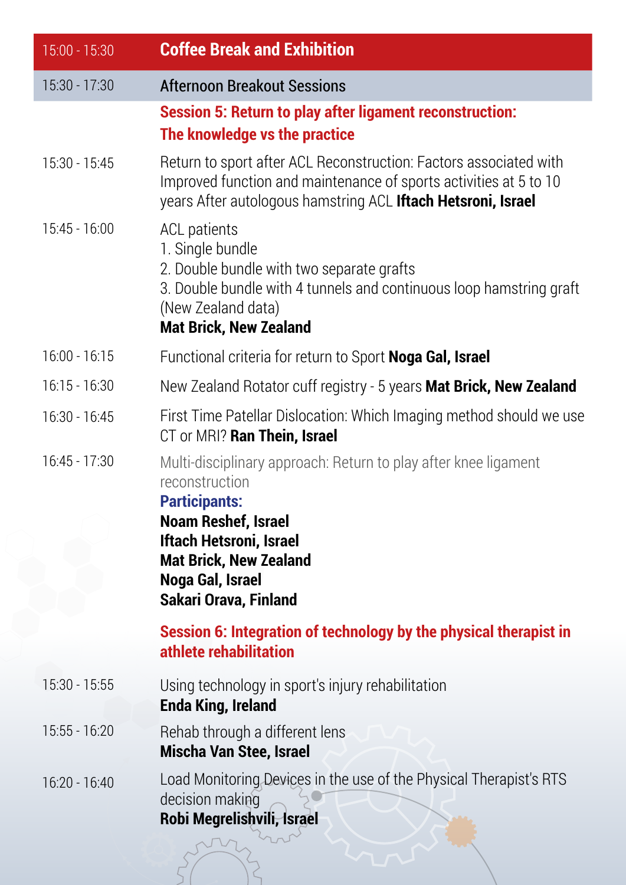| | |
|---|---|
| 15:00 - 15:30 | **Coffee Break and Exhibition** |
| 15:30 - 17:30 | Afternoon Breakout Sessions |
| | **Session 5: Return to play after ligament reconstruction: The knowledge vs the practice** |
| 15:30 - 15:45 | Return to sport after ACL Reconstruction: Factors associated with Improved function and maintenance of sports activities at 5 to 10 years After autologous hamstring ACL **Iftach Hetsroni, Israel** |
| 15:45 - 16:00 | ACL patients<br>1. Single bundle<br>2. Double bundle with two separate grafts<br>3. Double bundle with 4 tunnels and continuous loop hamstring graft (New Zealand data)<br>**Mat Brick, New Zealand** |
| 16:00 - 16:15 | Functional criteria for return to Sport **Noga Gal, Israel** |
| 16:15 - 16:30 | New Zealand Rotator cuff registry - 5 years **Mat Brick, New Zealand** |
| 16:30 - 16:45 | First Time Patellar Dislocation: Which Imaging method should we use CT or MRI? **Ran Thein, Israel** |
| 16:45 - 17:30 | Multi-disciplinary approach: Return to play after knee ligament reconstruction<br>**Participants:**<br>**Noam Reshef, Israel**<br>**Iftach Hetsroni, Israel**<br>**Mat Brick, New Zealand**<br>**Noga Gal, Israel**<br>**Sakari Orava, Finland** |
| | **Session 6: Integration of technology by the physical therapist in athlete rehabilitation** |
| 15:30 - 15:55 | Using technology in sport's injury rehabilitation<br>**Enda King, Ireland** |
| 15:55 - 16:20 | Rehab through a different lens<br>**Mischa Van Stee, Israel** |
| 16:20 - 16:40 | Load Monitoring Devices in the use of the Physical Therapist's RTS decision making<br>**Robi Megrelishvili, Israel** |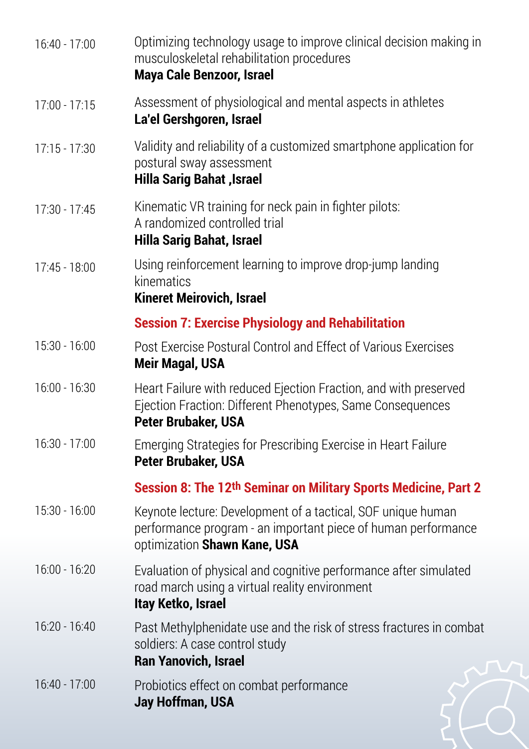16:40 - 17:00 Optimizing technology usage to improve clinical decision making in musculoskeletal rehabilitation procedures
**Maya Cale Benzoor, Israel**

17:00 - 17:15 Assessment of physiological and mental aspects in athletes
**La'el Gershgoren, Israel**

17:15 - 17:30 Validity and reliability of a customized smartphone application for postural sway assessment
**Hilla Sarig Bahat ,Israel**

17:30 - 17:45 Kinematic VR training for neck pain in fighter pilots: A randomized controlled trial
**Hilla Sarig Bahat, Israel**

17:45 - 18:00 Using reinforcement learning to improve drop-jump landing kinematics
**Kineret Meirovich, Israel**

## Session 7: Exercise Physiology and Rehabilitation

15:30 - 16:00 Post Exercise Postural Control and Effect of Various Exercises
**Meir Magal, USA**

16:00 - 16:30 Heart Failure with reduced Ejection Fraction, and with preserved Ejection Fraction: Different Phenotypes, Same Consequences
**Peter Brubaker, USA**

16:30 - 17:00 Emerging Strategies for Prescribing Exercise in Heart Failure
**Peter Brubaker, USA**

## Session 8: The 12th Seminar on Military Sports Medicine, Part 2

15:30 - 16:00 Keynote lecture: Development of a tactical, SOF unique human performance program - an important piece of human performance optimization **Shawn Kane, USA**

16:00 - 16:20 Evaluation of physical and cognitive performance after simulated road march using a virtual reality environment
**Itay Ketko, Israel**

16:20 - 16:40 Past Methylphenidate use and the risk of stress fractures in combat soldiers: A case control study
**Ran Yanovich, Israel**

16:40 - 17:00 Probiotics effect on combat performance
**Jay Hoffman, USA**